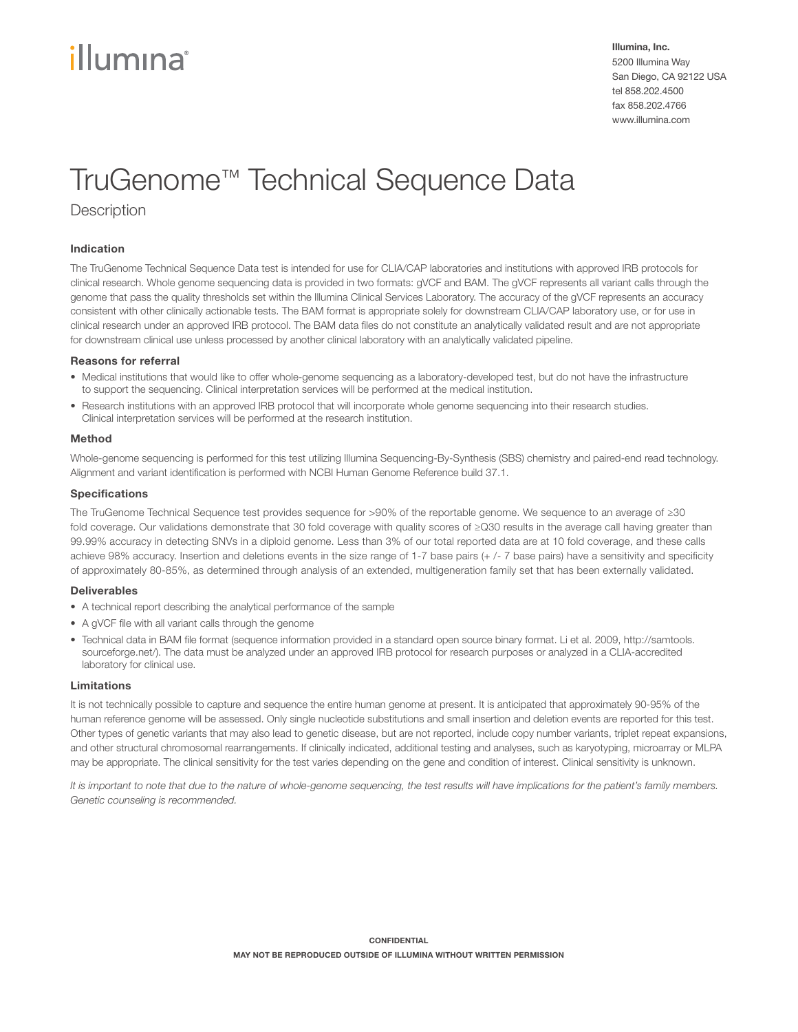illumina®

**Illumina, Inc.**
5200 Illumina Way
San Diego, CA 92122 USA
tel 858.202.4500
fax 858.202.4766
www.illumina.com

# TruGenome™ Technical Sequence Data

## Description

### Indication

The TruGenome Technical Sequence Data test is intended for use for CLIA/CAP laboratories and institutions with approved IRB protocols for clinical research. Whole genome sequencing data is provided in two formats: gVCF and BAM. The gVCF represents all variant calls through the genome that pass the quality thresholds set within the Illumina Clinical Services Laboratory. The accuracy of the gVCF represents an accuracy consistent with other clinically actionable tests. The BAM format is appropriate solely for downstream CLIA/CAP laboratory use, or for use in clinical research under an approved IRB protocol. The BAM data files do not constitute an analytically validated result and are not appropriate for downstream clinical use unless processed by another clinical laboratory with an analytically validated pipeline.

### Reasons for referral

- Medical institutions that would like to offer whole-genome sequencing as a laboratory-developed test, but do not have the infrastructure to support the sequencing. Clinical interpretation services will be performed at the medical institution.
- Research institutions with an approved IRB protocol that will incorporate whole genome sequencing into their research studies. Clinical interpretation services will be performed at the research institution.

### Method

Whole-genome sequencing is performed for this test utilizing Illumina Sequencing-By-Synthesis (SBS) chemistry and paired-end read technology. Alignment and variant identification is performed with NCBI Human Genome Reference build 37.1.

### Specifications

The TruGenome Technical Sequence test provides sequence for >90% of the reportable genome. We sequence to an average of ≥30 fold coverage. Our validations demonstrate that 30 fold coverage with quality scores of ≥Q30 results in the average call having greater than 99.99% accuracy in detecting SNVs in a diploid genome. Less than 3% of our total reported data are at 10 fold coverage, and these calls achieve 98% accuracy. Insertion and deletions events in the size range of 1-7 base pairs (+ /- 7 base pairs) have a sensitivity and specificity of approximately 80-85%, as determined through analysis of an extended, multigeneration family set that has been externally validated.

### Deliverables

- A technical report describing the analytical performance of the sample
- A gVCF file with all variant calls through the genome
- Technical data in BAM file format (sequence information provided in a standard open source binary format. Li et al. 2009, http://samtools.sourceforge.net/). The data must be analyzed under an approved IRB protocol for research purposes or analyzed in a CLIA-accredited laboratory for clinical use.

### Limitations

It is not technically possible to capture and sequence the entire human genome at present. It is anticipated that approximately 90-95% of the human reference genome will be assessed. Only single nucleotide substitutions and small insertion and deletion events are reported for this test. Other types of genetic variants that may also lead to genetic disease, but are not reported, include copy number variants, triplet repeat expansions, and other structural chromosomal rearrangements. If clinically indicated, additional testing and analyses, such as karyotyping, microarray or MLPA may be appropriate. The clinical sensitivity for the test varies depending on the gene and condition of interest. Clinical sensitivity is unknown.

*It is important to note that due to the nature of whole-genome sequencing, the test results will have implications for the patient's family members. Genetic counseling is recommended.*

**CONFIDENTIAL**

**MAY NOT BE REPRODUCED OUTSIDE OF ILLUMINA WITHOUT WRITTEN PERMISSION**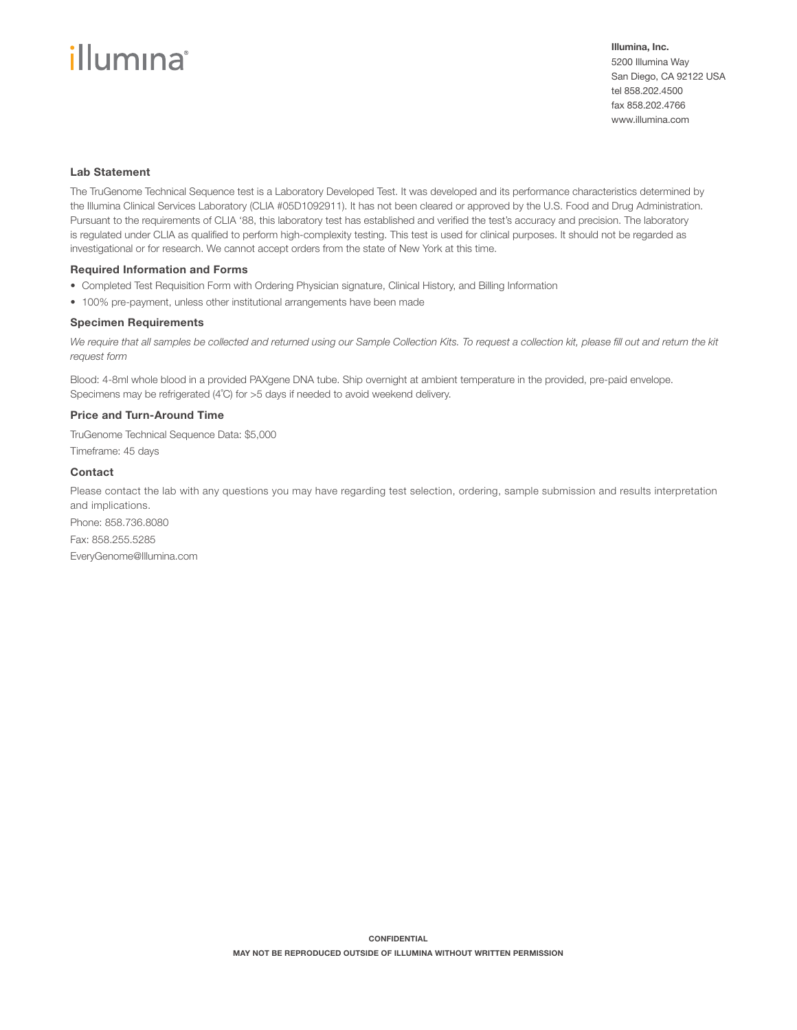illumina®

**Illumina, Inc.**
5200 Illumina Way
San Diego, CA 92122 USA
tel 858.202.4500
fax 858.202.4766
www.illumina.com

### Lab Statement

The TruGenome Technical Sequence test is a Laboratory Developed Test. It was developed and its performance characteristics determined by the Illumina Clinical Services Laboratory (CLIA #05D1092911). It has not been cleared or approved by the U.S. Food and Drug Administration. Pursuant to the requirements of CLIA '88, this laboratory test has established and verified the test's accuracy and precision. The laboratory is regulated under CLIA as qualified to perform high-complexity testing. This test is used for clinical purposes. It should not be regarded as investigational or for research. We cannot accept orders from the state of New York at this time.

### Required Information and Forms

- Completed Test Requisition Form with Ordering Physician signature, Clinical History, and Billing Information
- 100% pre-payment, unless other institutional arrangements have been made

### Specimen Requirements

*We require that all samples be collected and returned using our Sample Collection Kits. To request a collection kit, please fill out and return the kit request form*

Blood: 4-8ml whole blood in a provided PAXgene DNA tube. Ship overnight at ambient temperature in the provided, pre-paid envelope. Specimens may be refrigerated (4˚C) for >5 days if needed to avoid weekend delivery.

### Price and Turn-Around Time

TruGenome Technical Sequence Data: $5,000

Timeframe: 45 days

### Contact

Please contact the lab with any questions you may have regarding test selection, ordering, sample submission and results interpretation and implications.

Phone: 858.736.8080

Fax: 858.255.5285

EveryGenome@Illumina.com

**CONFIDENTIAL**

**MAY NOT BE REPRODUCED OUTSIDE OF ILLUMINA WITHOUT WRITTEN PERMISSION**